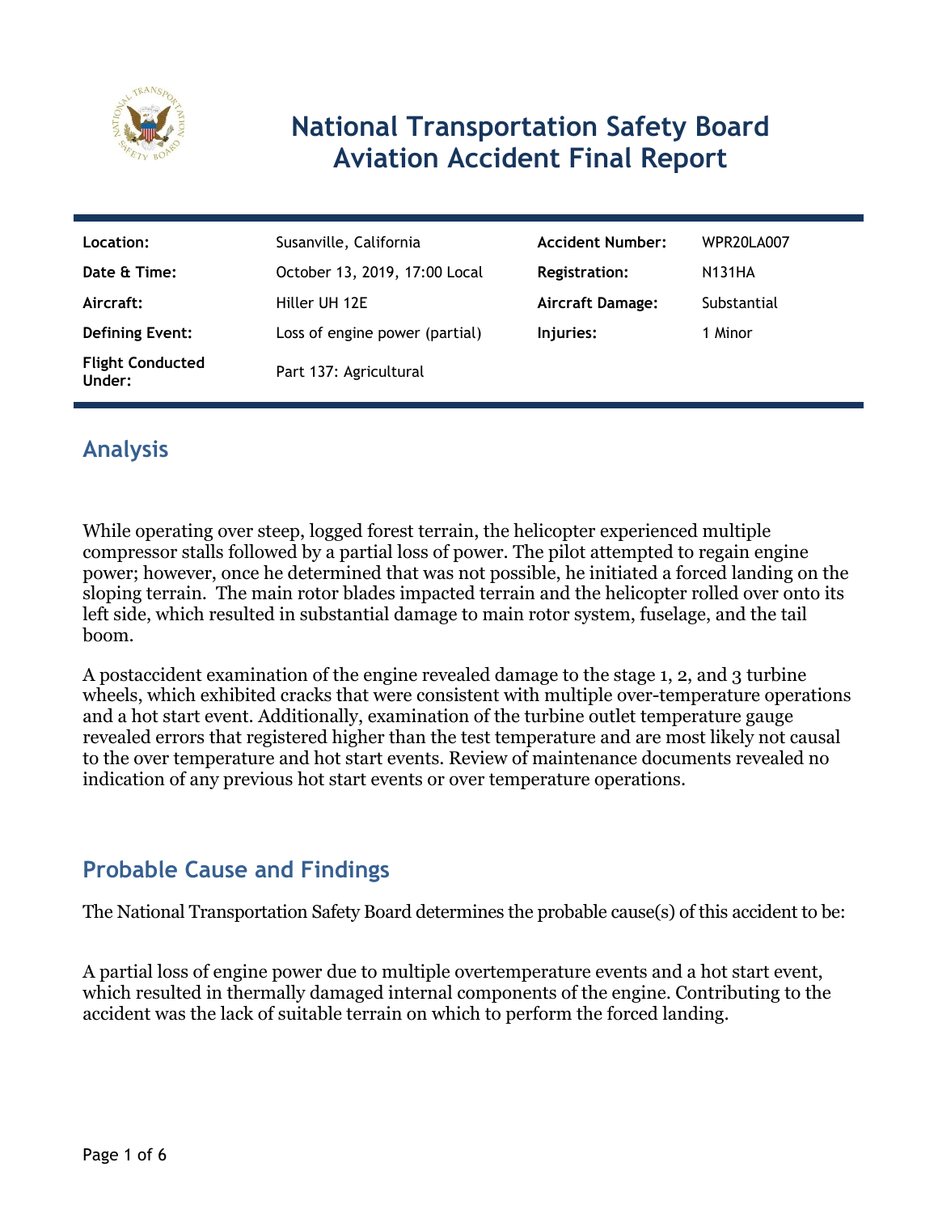# National Transportation Safety Board Aviation Accident Final Report

| | | | |
|---|---|---|---|
| **Location:** | Susanville, California | **Accident Number:** | WPR20LA007 |
| **Date & Time:** | October 13, 2019, 17:00 Local | **Registration:** | N131HA |
| **Aircraft:** | Hiller UH 12E | **Aircraft Damage:** | Substantial |
| **Defining Event:** | Loss of engine power (partial) | **Injuries:** | 1 Minor |
| **Flight Conducted Under:** | Part 137: Agricultural | | |

## Analysis

While operating over steep, logged forest terrain, the helicopter experienced multiple compressor stalls followed by a partial loss of power. The pilot attempted to regain engine power; however, once he determined that was not possible, he initiated a forced landing on the sloping terrain. The main rotor blades impacted terrain and the helicopter rolled over onto its left side, which resulted in substantial damage to main rotor system, fuselage, and the tail boom.

A postaccident examination of the engine revealed damage to the stage 1, 2, and 3 turbine wheels, which exhibited cracks that were consistent with multiple over-temperature operations and a hot start event. Additionally, examination of the turbine outlet temperature gauge revealed errors that registered higher than the test temperature and are most likely not causal to the over temperature and hot start events. Review of maintenance documents revealed no indication of any previous hot start events or over temperature operations.

## Probable Cause and Findings

The National Transportation Safety Board determines the probable cause(s) of this accident to be:

A partial loss of engine power due to multiple overtemperature events and a hot start event, which resulted in thermally damaged internal components of the engine. Contributing to the accident was the lack of suitable terrain on which to perform the forced landing.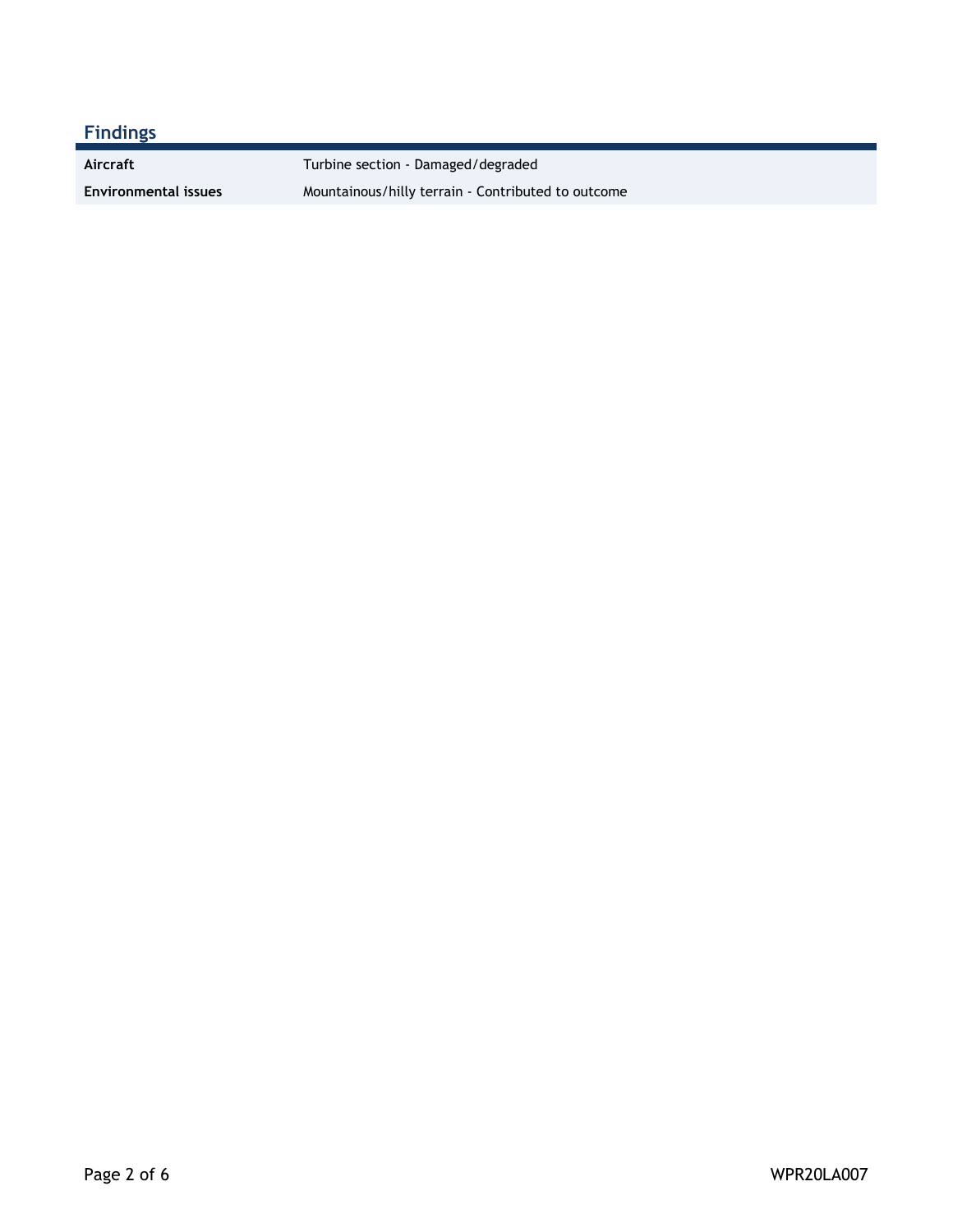## Findings

| | |
|---|---|
| **Aircraft** | Turbine section - Damaged/degraded |
| **Environmental issues** | Mountainous/hilly terrain - Contributed to outcome |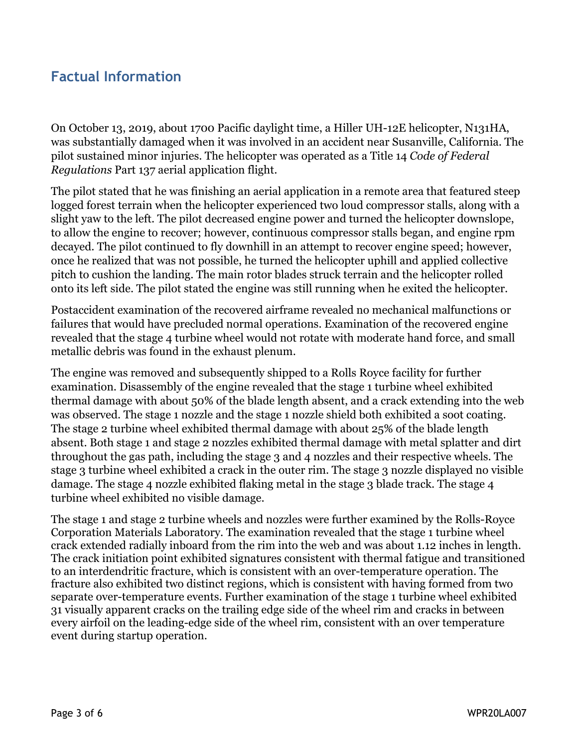## Factual Information

On October 13, 2019, about 1700 Pacific daylight time, a Hiller UH-12E helicopter, N131HA, was substantially damaged when it was involved in an accident near Susanville, California. The pilot sustained minor injuries. The helicopter was operated as a Title 14 *Code of Federal Regulations* Part 137 aerial application flight.

The pilot stated that he was finishing an aerial application in a remote area that featured steep logged forest terrain when the helicopter experienced two loud compressor stalls, along with a slight yaw to the left. The pilot decreased engine power and turned the helicopter downslope, to allow the engine to recover; however, continuous compressor stalls began, and engine rpm decayed. The pilot continued to fly downhill in an attempt to recover engine speed; however, once he realized that was not possible, he turned the helicopter uphill and applied collective pitch to cushion the landing. The main rotor blades struck terrain and the helicopter rolled onto its left side. The pilot stated the engine was still running when he exited the helicopter.

Postaccident examination of the recovered airframe revealed no mechanical malfunctions or failures that would have precluded normal operations. Examination of the recovered engine revealed that the stage 4 turbine wheel would not rotate with moderate hand force, and small metallic debris was found in the exhaust plenum.

The engine was removed and subsequently shipped to a Rolls Royce facility for further examination. Disassembly of the engine revealed that the stage 1 turbine wheel exhibited thermal damage with about 50% of the blade length absent, and a crack extending into the web was observed. The stage 1 nozzle and the stage 1 nozzle shield both exhibited a soot coating. The stage 2 turbine wheel exhibited thermal damage with about 25% of the blade length absent. Both stage 1 and stage 2 nozzles exhibited thermal damage with metal splatter and dirt throughout the gas path, including the stage 3 and 4 nozzles and their respective wheels. The stage 3 turbine wheel exhibited a crack in the outer rim. The stage 3 nozzle displayed no visible damage. The stage 4 nozzle exhibited flaking metal in the stage 3 blade track. The stage 4 turbine wheel exhibited no visible damage.

The stage 1 and stage 2 turbine wheels and nozzles were further examined by the Rolls-Royce Corporation Materials Laboratory. The examination revealed that the stage 1 turbine wheel crack extended radially inboard from the rim into the web and was about 1.12 inches in length. The crack initiation point exhibited signatures consistent with thermal fatigue and transitioned to an interdendritic fracture, which is consistent with an over-temperature operation. The fracture also exhibited two distinct regions, which is consistent with having formed from two separate over-temperature events. Further examination of the stage 1 turbine wheel exhibited 31 visually apparent cracks on the trailing edge side of the wheel rim and cracks in between every airfoil on the leading-edge side of the wheel rim, consistent with an over temperature event during startup operation.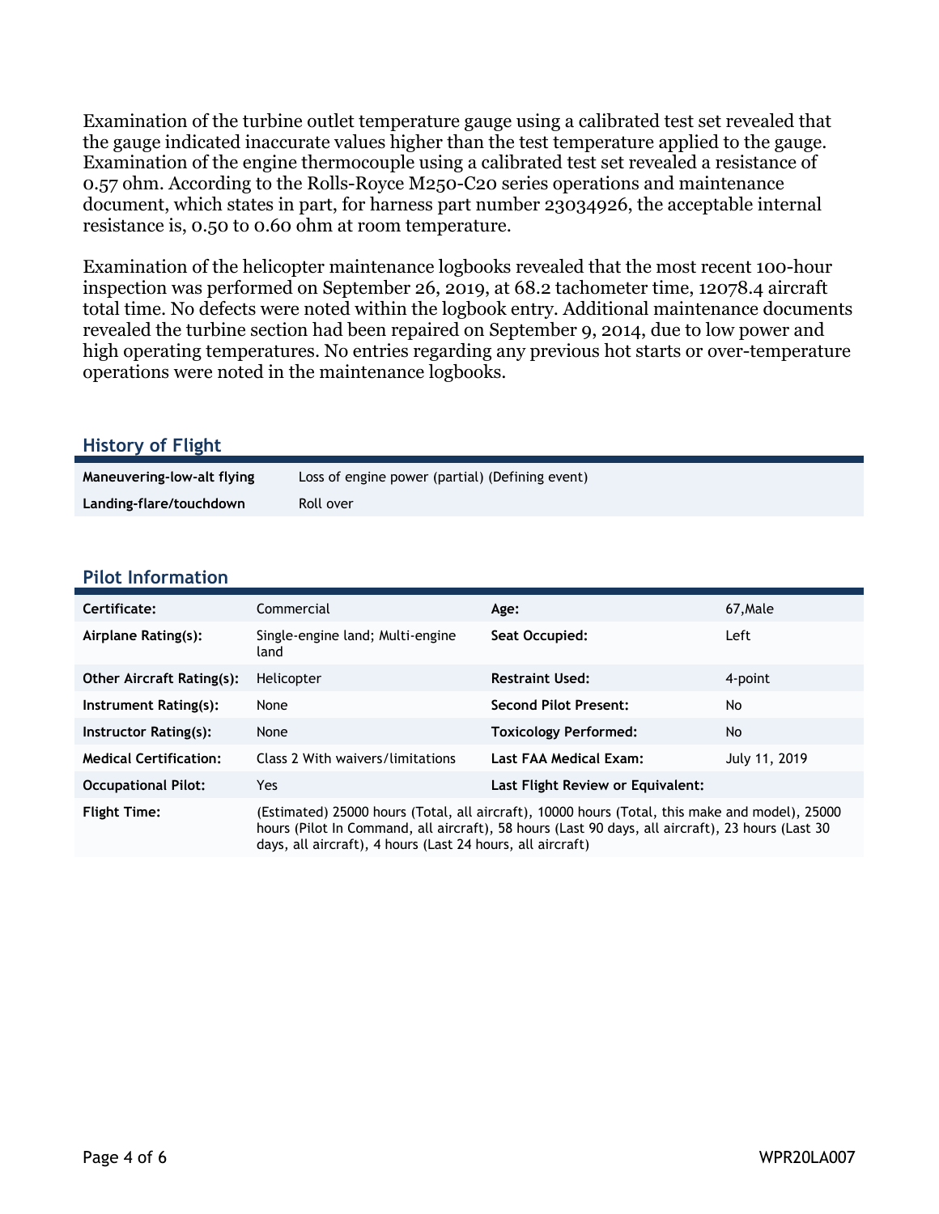Examination of the turbine outlet temperature gauge using a calibrated test set revealed that the gauge indicated inaccurate values higher than the test temperature applied to the gauge. Examination of the engine thermocouple using a calibrated test set revealed a resistance of 0.57 ohm. According to the Rolls-Royce M250-C20 series operations and maintenance document, which states in part, for harness part number 23034926, the acceptable internal resistance is, 0.50 to 0.60 ohm at room temperature.

Examination of the helicopter maintenance logbooks revealed that the most recent 100-hour inspection was performed on September 26, 2019, at 68.2 tachometer time, 12078.4 aircraft total time. No defects were noted within the logbook entry. Additional maintenance documents revealed the turbine section had been repaired on September 9, 2014, due to low power and high operating temperatures. No entries regarding any previous hot starts or over-temperature operations were noted in the maintenance logbooks.

## History of Flight

| | |
|---|---|
| **Maneuvering-low-alt flying** | Loss of engine power (partial) (Defining event) |
| **Landing-flare/touchdown** | Roll over |

## Pilot Information

| | | | |
|---|---|---|---|
| **Certificate:** | Commercial | **Age:** | 67,Male |
| **Airplane Rating(s):** | Single-engine land; Multi-engine land | **Seat Occupied:** | Left |
| **Other Aircraft Rating(s):** | Helicopter | **Restraint Used:** | 4-point |
| **Instrument Rating(s):** | None | **Second Pilot Present:** | No |
| **Instructor Rating(s):** | None | **Toxicology Performed:** | No |
| **Medical Certification:** | Class 2 With waivers/limitations | **Last FAA Medical Exam:** | July 11, 2019 |
| **Occupational Pilot:** | Yes | **Last Flight Review or Equivalent:** | |
| **Flight Time:** | (Estimated) 25000 hours (Total, all aircraft), 10000 hours (Total, this make and model), 25000 hours (Pilot In Command, all aircraft), 58 hours (Last 90 days, all aircraft), 23 hours (Last 30 days, all aircraft), 4 hours (Last 24 hours, all aircraft) | | |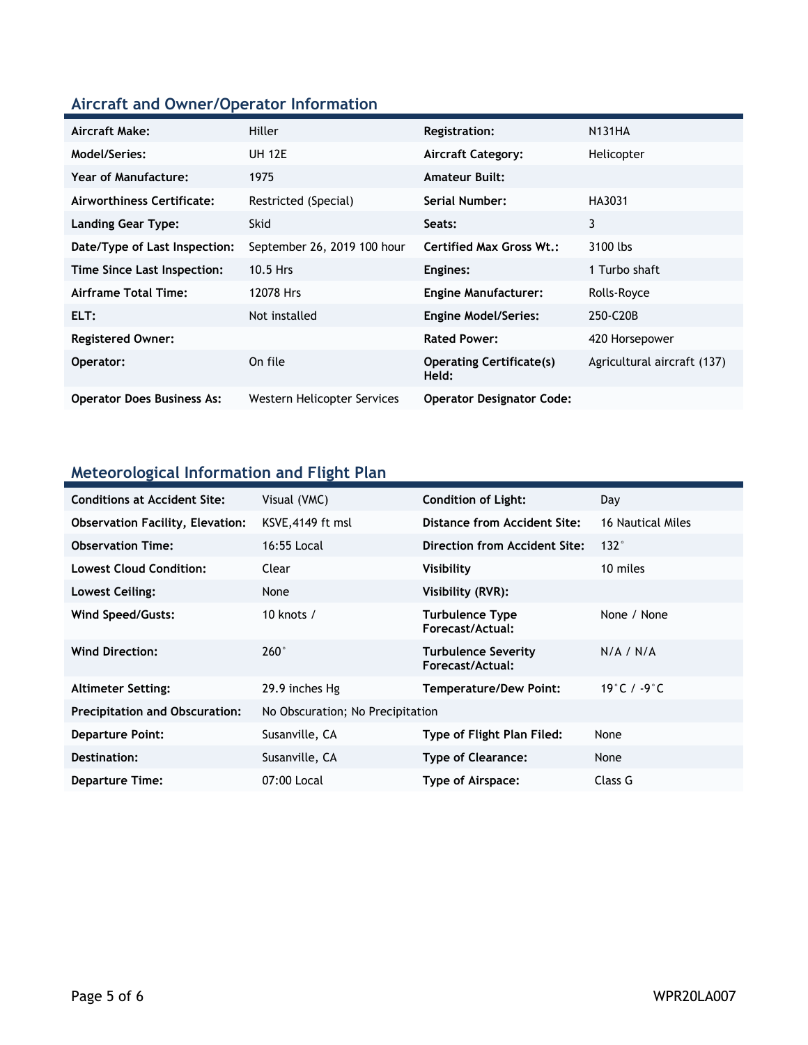## Aircraft and Owner/Operator Information

| | | | |
|---|---|---|---|
| **Aircraft Make:** | Hiller | **Registration:** | N131HA |
| **Model/Series:** | UH 12E | **Aircraft Category:** | Helicopter |
| **Year of Manufacture:** | 1975 | **Amateur Built:** | |
| **Airworthiness Certificate:** | Restricted (Special) | **Serial Number:** | HA3031 |
| **Landing Gear Type:** | Skid | **Seats:** | 3 |
| **Date/Type of Last Inspection:** | September 26, 2019 100 hour | **Certified Max Gross Wt.:** | 3100 lbs |
| **Time Since Last Inspection:** | 10.5 Hrs | **Engines:** | 1 Turbo shaft |
| **Airframe Total Time:** | 12078 Hrs | **Engine Manufacturer:** | Rolls-Royce |
| **ELT:** | Not installed | **Engine Model/Series:** | 250-C20B |
| **Registered Owner:** | | **Rated Power:** | 420 Horsepower |
| **Operator:** | On file | **Operating Certificate(s) Held:** | Agricultural aircraft (137) |
| **Operator Does Business As:** | Western Helicopter Services | **Operator Designator Code:** | |

## Meteorological Information and Flight Plan

| | | | |
|---|---|---|---|
| **Conditions at Accident Site:** | Visual (VMC) | **Condition of Light:** | Day |
| **Observation Facility, Elevation:** | KSVE,4149 ft msl | **Distance from Accident Site:** | 16 Nautical Miles |
| **Observation Time:** | 16:55 Local | **Direction from Accident Site:** | 132° |
| **Lowest Cloud Condition:** | Clear | **Visibility** | 10 miles |
| **Lowest Ceiling:** | None | **Visibility (RVR):** | |
| **Wind Speed/Gusts:** | 10 knots / | **Turbulence Type Forecast/Actual:** | None / None |
| **Wind Direction:** | 260° | **Turbulence Severity Forecast/Actual:** | N/A / N/A |
| **Altimeter Setting:** | 29.9 inches Hg | **Temperature/Dew Point:** | 19°C / -9°C |
| **Precipitation and Obscuration:** | No Obscuration; No Precipitation | | |
| **Departure Point:** | Susanville, CA | **Type of Flight Plan Filed:** | None |
| **Destination:** | Susanville, CA | **Type of Clearance:** | None |
| **Departure Time:** | 07:00 Local | **Type of Airspace:** | Class G |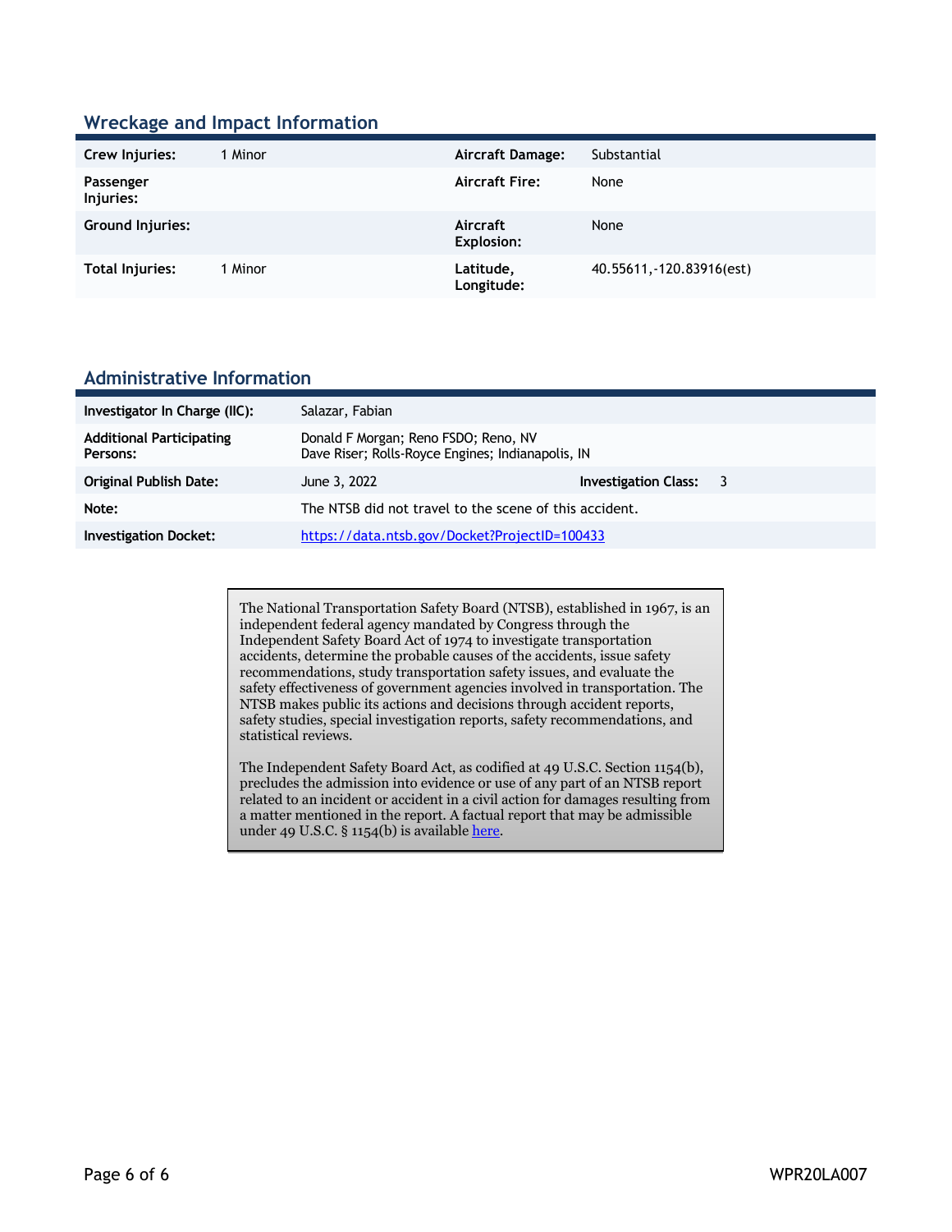## Wreckage and Impact Information

| | | | |
|---|---|---|---|
| **Crew Injuries:** | 1 Minor | **Aircraft Damage:** | Substantial |
| **Passenger Injuries:** | | **Aircraft Fire:** | None |
| **Ground Injuries:** | | **Aircraft Explosion:** | None |
| **Total Injuries:** | 1 Minor | **Latitude, Longitude:** | 40.55611,-120.83916(est) |

## Administrative Information

| | | | |
|---|---|---|---|
| **Investigator In Charge (IIC):** | Salazar, Fabian | | |
| **Additional Participating Persons:** | Donald F Morgan; Reno FSDO; Reno, NV<br>Dave Riser; Rolls-Royce Engines; Indianapolis, IN | | |
| **Original Publish Date:** | June 3, 2022 | **Investigation Class:** | 3 |
| **Note:** | The NTSB did not travel to the scene of this accident. | | |
| **Investigation Docket:** | https://data.ntsb.gov/Docket?ProjectID=100433 | | |

The National Transportation Safety Board (NTSB), established in 1967, is an independent federal agency mandated by Congress through the Independent Safety Board Act of 1974 to investigate transportation accidents, determine the probable causes of the accidents, issue safety recommendations, study transportation safety issues, and evaluate the safety effectiveness of government agencies involved in transportation. The NTSB makes public its actions and decisions through accident reports, safety studies, special investigation reports, safety recommendations, and statistical reviews.

The Independent Safety Board Act, as codified at 49 U.S.C. Section 1154(b), precludes the admission into evidence or use of any part of an NTSB report related to an incident or accident in a civil action for damages resulting from a matter mentioned in the report. A factual report that may be admissible under 49 U.S.C. § 1154(b) is available here.